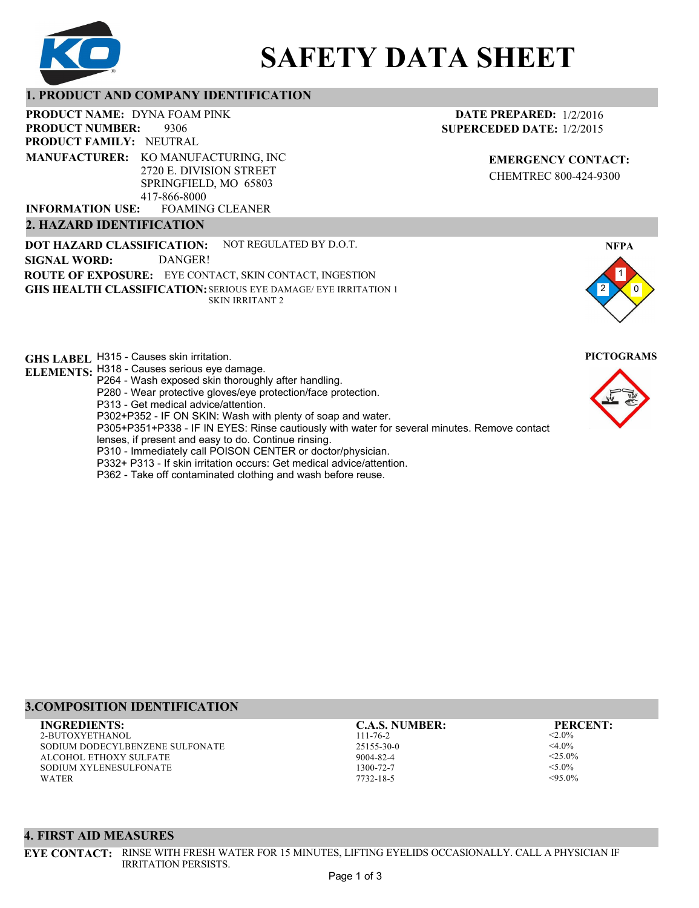# SAFETY DATA SHEET

## 1. PRODUCT AND COMPANY IDENTIFICATION

**PRODUCT NAME:** DYNA FOAM PINK
**PRODUCT NUMBER:** 9306
**PRODUCT FAMILY:** NEUTRAL
**MANUFACTURER:** KO MANUFACTURING, INC
2720 E. DIVISION STREET
SPRINGFIELD, MO 65803
417-866-8000
**INFORMATION USE:** FOAMING CLEANER

**DATE PREPARED:** 1/2/2016
**SUPERCEDED DATE:** 1/2/2015

**EMERGENCY CONTACT:**
CHEMTREC 800-424-9300

## 2. HAZARD IDENTIFICATION

**DOT HAZARD CLASSIFICATION:** NOT REGULATED BY D.O.T.
**SIGNAL WORD:** DANGER!
**ROUTE OF EXPOSURE:** EYE CONTACT, SKIN CONTACT, INGESTION
**GHS HEALTH CLASSIFICATION:** SERIOUS EYE DAMAGE/ EYE IRRITATION 1
SKIN IRRITANT 2

**NFPA**

Health: 2, Flammability: 1, Reactivity: 0

**PICTOGRAMS**

**GHS LABEL ELEMENTS:**
H315 - Causes skin irritation.
H318 - Causes serious eye damage.
P264 - Wash exposed skin thoroughly after handling.
P280 - Wear protective gloves/eye protection/face protection.
P313 - Get medical advice/attention.
P302+P352 - IF ON SKIN: Wash with plenty of soap and water.
P305+P351+P338 - IF IN EYES: Rinse cautiously with water for several minutes. Remove contact lenses, if present and easy to do. Continue rinsing.
P310 - Immediately call POISON CENTER or doctor/physician.
P332+ P313 - If skin irritation occurs: Get medical advice/attention.
P362 - Take off contaminated clothing and wash before reuse.

## 3.COMPOSITION IDENTIFICATION

| INGREDIENTS: | C.A.S. NUMBER: | PERCENT: |
|---|---|---|
| 2-BUTOXYETHANOL | 111-76-2 | <2.0% |
| SODIUM DODECYLBENZENE SULFONATE | 25155-30-0 | <4.0% |
| ALCOHOL ETHOXY SULFATE | 9004-82-4 | <25.0% |
| SODIUM XYLENESULFONATE | 1300-72-7 | <5.0% |
| WATER | 7732-18-5 | <95.0% |

## 4. FIRST AID MEASURES

**EYE CONTACT:** RINSE WITH FRESH WATER FOR 15 MINUTES, LIFTING EYELIDS OCCASIONALLY. CALL A PHYSICIAN IF IRRITATION PERSISTS.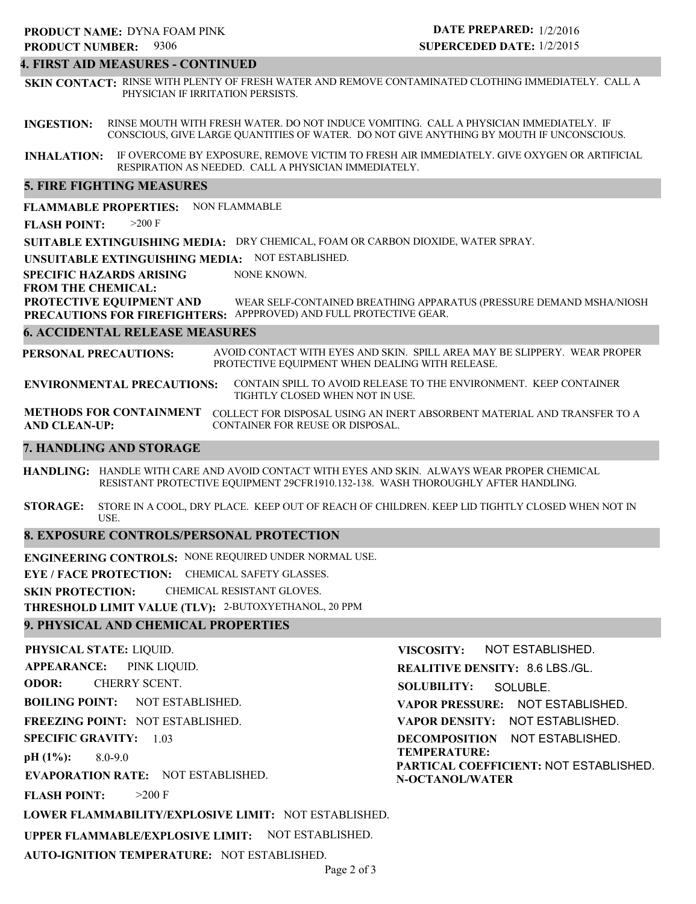**PRODUCT NAME:** DYNA FOAM PINK
**PRODUCT NUMBER:** 9306

**DATE PREPARED:** 1/2/2016
**SUPERCEDED DATE:** 1/2/2015

## 4. FIRST AID MEASURES - CONTINUED

**SKIN CONTACT:** RINSE WITH PLENTY OF FRESH WATER AND REMOVE CONTAMINATED CLOTHING IMMEDIATELY. CALL A PHYSICIAN IF IRRITATION PERSISTS.

**INGESTION:** RINSE MOUTH WITH FRESH WATER. DO NOT INDUCE VOMITING. CALL A PHYSICIAN IMMEDIATELY. IF CONSCIOUS, GIVE LARGE QUANTITIES OF WATER. DO NOT GIVE ANYTHING BY MOUTH IF UNCONSCIOUS.

**INHALATION:** IF OVERCOME BY EXPOSURE, REMOVE VICTIM TO FRESH AIR IMMEDIATELY. GIVE OXYGEN OR ARTIFICIAL RESPIRATION AS NEEDED. CALL A PHYSICIAN IMMEDIATELY.

## 5. FIRE FIGHTING MEASURES

**FLAMMABLE PROPERTIES:** NON FLAMMABLE

**FLASH POINT:** >200 F

**SUITABLE EXTINGUISHING MEDIA:** DRY CHEMICAL, FOAM OR CARBON DIOXIDE, WATER SPRAY.

**UNSUITABLE EXTINGUISHING MEDIA:** NOT ESTABLISHED.

**SPECIFIC HAZARDS ARISING FROM THE CHEMICAL:** NONE KNOWN.

**PROTECTIVE EQUIPMENT AND PRECAUTIONS FOR FIREFIGHTERS:** WEAR SELF-CONTAINED BREATHING APPARATUS (PRESSURE DEMAND MSHA/NIOSH APPPROVED) AND FULL PROTECTIVE GEAR.

## 6. ACCIDENTAL RELEASE MEASURES

**PERSONAL PRECAUTIONS:** AVOID CONTACT WITH EYES AND SKIN. SPILL AREA MAY BE SLIPPERY. WEAR PROPER PROTECTIVE EQUIPMENT WHEN DEALING WITH RELEASE.

**ENVIRONMENTAL PRECAUTIONS:** CONTAIN SPILL TO AVOID RELEASE TO THE ENVIRONMENT. KEEP CONTAINER TIGHTLY CLOSED WHEN NOT IN USE.

**METHODS FOR CONTAINMENT AND CLEAN-UP:** COLLECT FOR DISPOSAL USING AN INERT ABSORBENT MATERIAL AND TRANSFER TO A CONTAINER FOR REUSE OR DISPOSAL.

## 7. HANDLING AND STORAGE

**HANDLING:** HANDLE WITH CARE AND AVOID CONTACT WITH EYES AND SKIN. ALWAYS WEAR PROPER CHEMICAL RESISTANT PROTECTIVE EQUIPMENT 29CFR1910.132-138. WASH THOROUGHLY AFTER HANDLING.

**STORAGE:** STORE IN A COOL, DRY PLACE. KEEP OUT OF REACH OF CHILDREN. KEEP LID TIGHTLY CLOSED WHEN NOT IN USE.

## 8. EXPOSURE CONTROLS/PERSONAL PROTECTION

**ENGINEERING CONTROLS:** NONE REQUIRED UNDER NORMAL USE.

**EYE / FACE PROTECTION:** CHEMICAL SAFETY GLASSES.

**SKIN PROTECTION:** CHEMICAL RESISTANT GLOVES.

**THRESHOLD LIMIT VALUE (TLV):** 2-BUTOXYETHANOL, 20 PPM

## 9. PHYSICAL AND CHEMICAL PROPERTIES

**PHYSICAL STATE:** LIQUID.

**APPEARANCE:** PINK LIQUID.

**ODOR:** CHERRY SCENT.

**BOILING POINT:** NOT ESTABLISHED.

**FREEZING POINT:** NOT ESTABLISHED.

**SPECIFIC GRAVITY:** 1.03

**pH (1%):** 8.0-9.0

**EVAPORATION RATE:** NOT ESTABLISHED.

**FLASH POINT:** >200 F

**LOWER FLAMMABILITY/EXPLOSIVE LIMIT:** NOT ESTABLISHED.

**UPPER FLAMMABLE/EXPLOSIVE LIMIT:** NOT ESTABLISHED.

**AUTO-IGNITION TEMPERATURE:** NOT ESTABLISHED.

**VISCOSITY:** NOT ESTABLISHED.

**REALITIVE DENSITY:** 8.6 LBS./GL.

**SOLUBILITY:** SOLUBLE.

**VAPOR PRESSURE:** NOT ESTABLISHED.

**VAPOR DENSITY:** NOT ESTABLISHED.

**DECOMPOSITION TEMPERATURE:** NOT ESTABLISHED.

**PARTICAL COEFFICIENT: N-OCTANOL/WATER** NOT ESTABLISHED.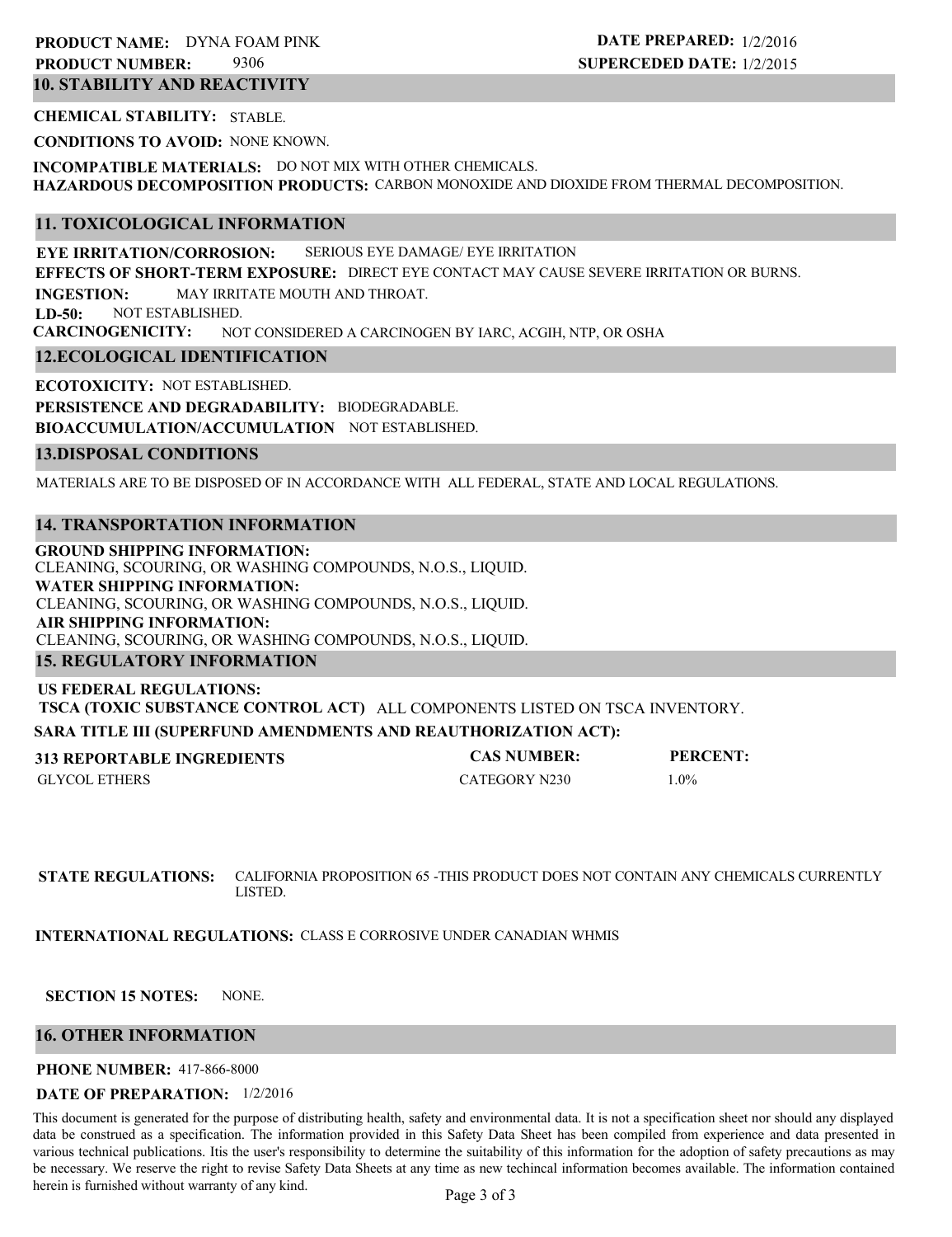## 10. STABILITY AND REACTIVITY

**CHEMICAL STABILITY:** STABLE.

**CONDITIONS TO AVOID:** NONE KNOWN.

**INCOMPATIBLE MATERIALS:** DO NOT MIX WITH OTHER CHEMICALS.

**HAZARDOUS DECOMPOSITION PRODUCTS:** CARBON MONOXIDE AND DIOXIDE FROM THERMAL DECOMPOSITION.

## 11. TOXICOLOGICAL INFORMATION

**EYE IRRITATION/CORROSION:** SERIOUS EYE DAMAGE/ EYE IRRITATION

**EFFECTS OF SHORT-TERM EXPOSURE:** DIRECT EYE CONTACT MAY CAUSE SEVERE IRRITATION OR BURNS.

**INGESTION:** MAY IRRITATE MOUTH AND THROAT.

**LD-50:** NOT ESTABLISHED.

**CARCINOGENICITY:** NOT CONSIDERED A CARCINOGEN BY IARC, ACGIH, NTP, OR OSHA

## 12.ECOLOGICAL IDENTIFICATION

**ECOTOXICITY:** NOT ESTABLISHED.

**PERSISTENCE AND DEGRADABILITY:** BIODEGRADABLE.

**BIOACCUMULATION/ACCUMULATION** NOT ESTABLISHED.

## 13.DISPOSAL CONDITIONS

MATERIALS ARE TO BE DISPOSED OF IN ACCORDANCE WITH ALL FEDERAL, STATE AND LOCAL REGULATIONS.

## 14. TRANSPORTATION INFORMATION

**GROUND SHIPPING INFORMATION:**
CLEANING, SCOURING, OR WASHING COMPOUNDS, N.O.S., LIQUID.

**WATER SHIPPING INFORMATION:**
CLEANING, SCOURING, OR WASHING COMPOUNDS, N.O.S., LIQUID.

**AIR SHIPPING INFORMATION:**
CLEANING, SCOURING, OR WASHING COMPOUNDS, N.O.S., LIQUID.

## 15. REGULATORY INFORMATION

**US FEDERAL REGULATIONS:**

**TSCA (TOXIC SUBSTANCE CONTROL ACT)** ALL COMPONENTS LISTED ON TSCA INVENTORY.

**SARA TITLE III (SUPERFUND AMENDMENTS AND REAUTHORIZATION ACT):**

| 313 REPORTABLE INGREDIENTS | CAS NUMBER: | PERCENT: |
|---|---|---|
| GLYCOL ETHERS | CATEGORY N230 | 1.0% |

**STATE REGULATIONS:** CALIFORNIA PROPOSITION 65 -THIS PRODUCT DOES NOT CONTAIN ANY CHEMICALS CURRENTLY LISTED.

**INTERNATIONAL REGULATIONS:** CLASS E CORROSIVE UNDER CANADIAN WHMIS

**SECTION 15 NOTES:** NONE.

## 16. OTHER INFORMATION

**PHONE NUMBER:** 417-866-8000

**DATE OF PREPARATION:** 1/2/2016

This document is generated for the purpose of distributing health, safety and environmental data. It is not a specification sheet nor should any displayed data be construed as a specification. The information provided in this Safety Data Sheet has been compiled from experience and data presented in various technical publications. Itis the user's responsibility to determine the suitability of this information for the adoption of safety precautions as may be necessary. We reserve the right to revise Safety Data Sheets at any time as new techincal information becomes available. The information contained herein is furnished without warranty of any kind.